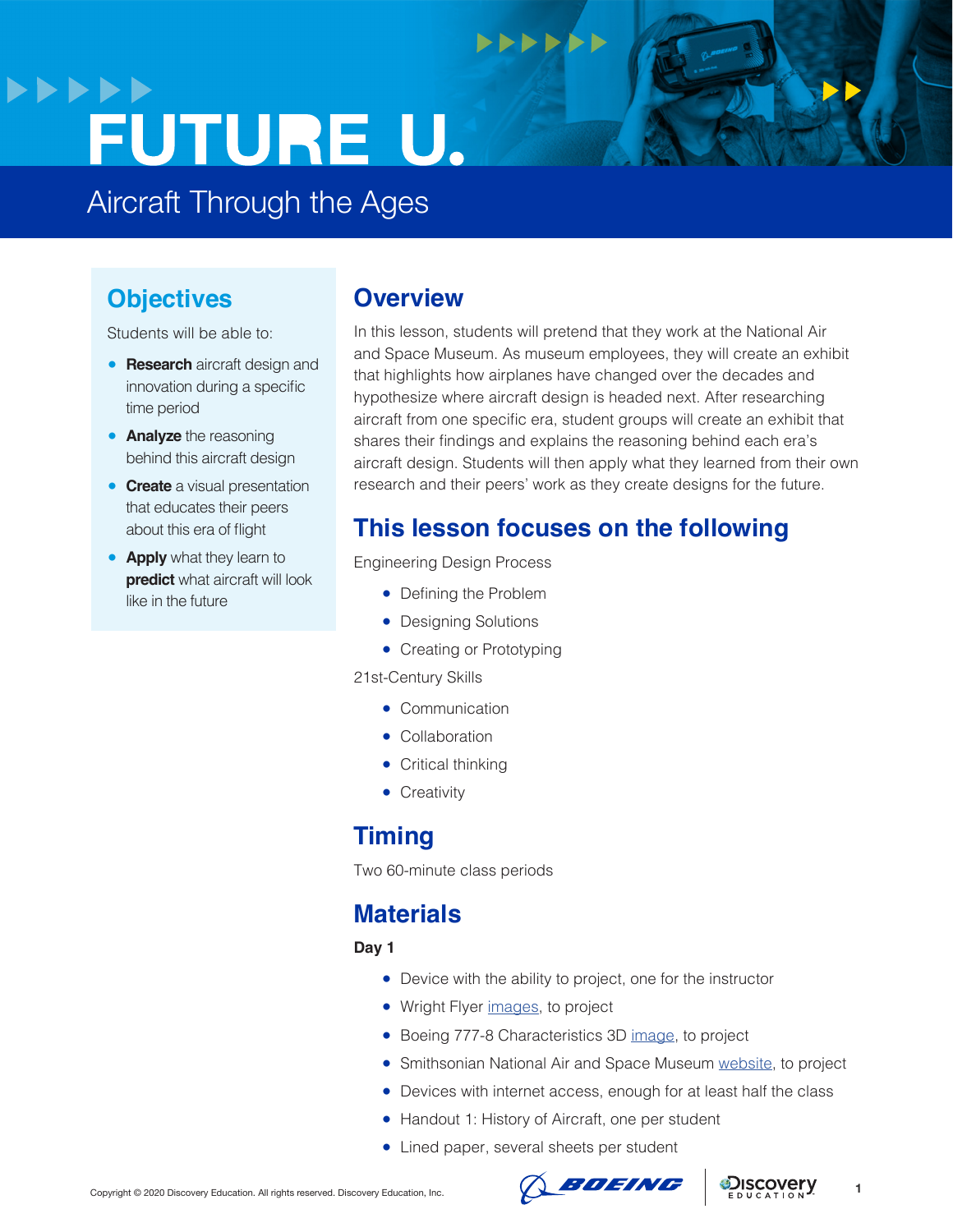# FUTURE U.

## Aircraft Through the Ages

### Objectives

Students will be able to:

- **Research** aircraft design and innovation during a specific time period
- **Analyze** the reasoning behind this aircraft design
- **Create** a visual presentation that educates their peers about this era of flight
- **Apply** what they learn to **predict** what aircraft will look like in the future

### Overview

In this lesson, students will pretend that they work at the National Air and Space Museum. As museum employees, they will create an exhibit that highlights how airplanes have changed over the decades and hypothesize where aircraft design is headed next. After researching aircraft from one specific era, student groups will create an exhibit that shares their findings and explains the reasoning behind each era's aircraft design. Students will then apply what they learned from their own research and their peers' work as they create designs for the future.

### This lesson focuses on the following

Engineering Design Process

- Defining the Problem
- Designing Solutions
- Creating or Prototyping

21st-Century Skills

- Communication
- Collaboration
- Critical thinking
- Creativity

### Timing

Two 60-minute class periods

### Materials

**Day 1**

- Device with the ability to project, one for the instructor
- Wright Flyer images, to project
- Boeing 777-8 Characteristics 3D image, to project
- Smithsonian National Air and Space Museum website, to project
- Devices with internet access, enough for at least half the class
- Handout 1: History of Aircraft, one per student
- Lined paper, several sheets per student

Copyright © 2020 Discovery Education. All rights reserved. Discovery Education, Inc.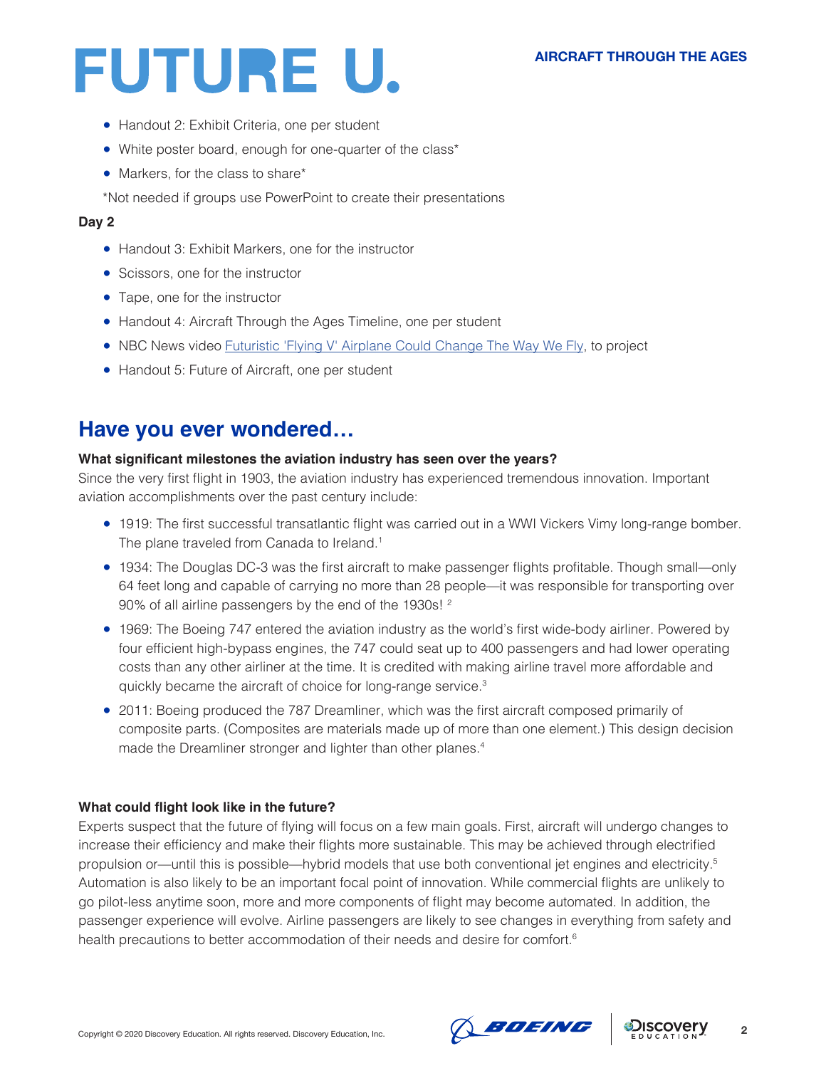- Handout 2: Exhibit Criteria, one per student
- White poster board, enough for one-quarter of the class*
- Markers, for the class to share*

*Not needed if groups use PowerPoint to create their presentations

**Day 2**

- Handout 3: Exhibit Markers, one for the instructor
- Scissors, one for the instructor
- Tape, one for the instructor
- Handout 4: Aircraft Through the Ages Timeline, one per student
- NBC News video Futuristic 'Flying V' Airplane Could Change The Way We Fly, to project
- Handout 5: Future of Aircraft, one per student

## Have you ever wondered…

**What significant milestones the aviation industry has seen over the years?**
Since the very first flight in 1903, the aviation industry has experienced tremendous innovation. Important aviation accomplishments over the past century include:

- 1919: The first successful transatlantic flight was carried out in a WWI Vickers Vimy long-range bomber. The plane traveled from Canada to Ireland.[1]
- 1934: The Douglas DC-3 was the first aircraft to make passenger flights profitable. Though small—only 64 feet long and capable of carrying no more than 28 people—it was responsible for transporting over 90% of all airline passengers by the end of the 1930s! [2]
- 1969: The Boeing 747 entered the aviation industry as the world's first wide-body airliner. Powered by four efficient high-bypass engines, the 747 could seat up to 400 passengers and had lower operating costs than any other airliner at the time. It is credited with making airline travel more affordable and quickly became the aircraft of choice for long-range service.[3]
- 2011: Boeing produced the 787 Dreamliner, which was the first aircraft composed primarily of composite parts. (Composites are materials made up of more than one element.) This design decision made the Dreamliner stronger and lighter than other planes.[4]

**What could flight look like in the future?**
Experts suspect that the future of flying will focus on a few main goals. First, aircraft will undergo changes to increase their efficiency and make their flights more sustainable. This may be achieved through electrified propulsion or—until this is possible—hybrid models that use both conventional jet engines and electricity.[5] Automation is also likely to be an important focal point of innovation. While commercial flights are unlikely to go pilot-less anytime soon, more and more components of flight may become automated. In addition, the passenger experience will evolve. Airline passengers are likely to see changes in everything from safety and health precautions to better accommodation of their needs and desire for comfort.[6]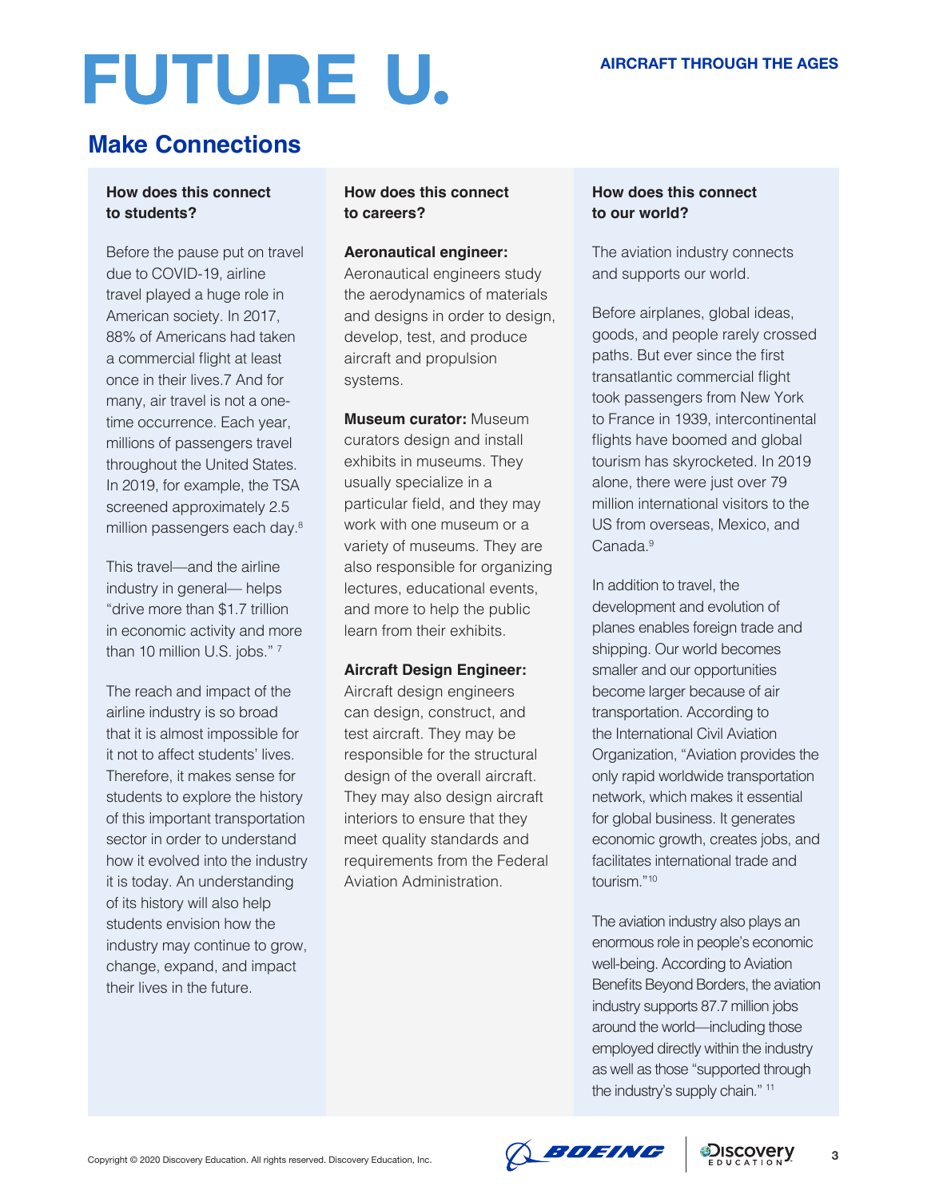## Make Connections

### How does this connect to students?

Before the pause put on travel due to COVID-19, airline travel played a huge role in American society. In 2017, 88% of Americans had taken a commercial flight at least once in their lives.7 And for many, air travel is not a one-time occurrence. Each year, millions of passengers travel throughout the United States. In 2019, for example, the TSA screened approximately 2.5 million passengers each day.[8]

This travel—and the airline industry in general— helps "drive more than $1.7 trillion in economic activity and more than 10 million U.S. jobs." [7]

The reach and impact of the airline industry is so broad that it is almost impossible for it not to affect students' lives. Therefore, it makes sense for students to explore the history of this important transportation sector in order to understand how it evolved into the industry it is today. An understanding of its history will also help students envision how the industry may continue to grow, change, expand, and impact their lives in the future.

### How does this connect to careers?

**Aeronautical engineer:** Aeronautical engineers study the aerodynamics of materials and designs in order to design, develop, test, and produce aircraft and propulsion systems.

**Museum curator:** Museum curators design and install exhibits in museums. They usually specialize in a particular field, and they may work with one museum or a variety of museums. They are also responsible for organizing lectures, educational events, and more to help the public learn from their exhibits.

**Aircraft Design Engineer:** Aircraft design engineers can design, construct, and test aircraft. They may be responsible for the structural design of the overall aircraft. They may also design aircraft interiors to ensure that they meet quality standards and requirements from the Federal Aviation Administration.

### How does this connect to our world?

The aviation industry connects and supports our world.

Before airplanes, global ideas, goods, and people rarely crossed paths. But ever since the first transatlantic commercial flight took passengers from New York to France in 1939, intercontinental flights have boomed and global tourism has skyrocketed. In 2019 alone, there were just over 79 million international visitors to the US from overseas, Mexico, and Canada.[9]

In addition to travel, the development and evolution of planes enables foreign trade and shipping. Our world becomes smaller and our opportunities become larger because of air transportation. According to the International Civil Aviation Organization, "Aviation provides the only rapid worldwide transportation network, which makes it essential for global business. It generates economic growth, creates jobs, and facilitates international trade and tourism."[10]

The aviation industry also plays an enormous role in people's economic well-being. According to Aviation Benefits Beyond Borders, the aviation industry supports 87.7 million jobs around the world—including those employed directly within the industry as well as those "supported through the industry's supply chain." [11]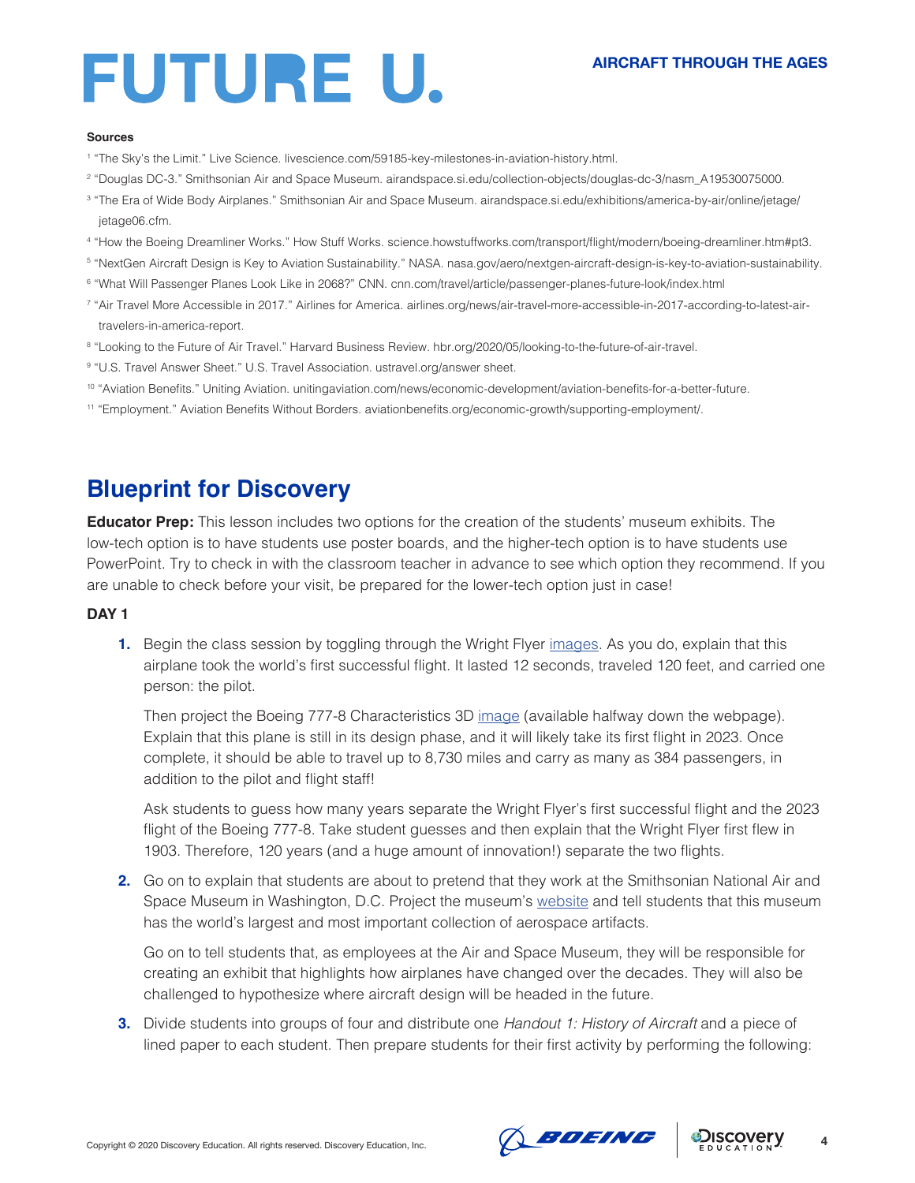**Sources**

[1] "The Sky's the Limit." Live Science. livescience.com/59185-key-milestones-in-aviation-history.html.

[2] "Douglas DC-3." Smithsonian Air and Space Museum. airandspace.si.edu/collection-objects/douglas-dc-3/nasm_A19530075000.

[3] "The Era of Wide Body Airplanes." Smithsonian Air and Space Museum. airandspace.si.edu/exhibitions/america-by-air/online/jetage/jetage06.cfm.

[4] "How the Boeing Dreamliner Works." How Stuff Works. science.howstuffworks.com/transport/flight/modern/boeing-dreamliner.htm#pt3.

[5] "NextGen Aircraft Design is Key to Aviation Sustainability." NASA. nasa.gov/aero/nextgen-aircraft-design-is-key-to-aviation-sustainability.

[6] "What Will Passenger Planes Look Like in 2068?" CNN. cnn.com/travel/article/passenger-planes-future-look/index.html

[7] "Air Travel More Accessible in 2017." Airlines for America. airlines.org/news/air-travel-more-accessible-in-2017-according-to-latest-air-travelers-in-america-report.

[8] "Looking to the Future of Air Travel." Harvard Business Review. hbr.org/2020/05/looking-to-the-future-of-air-travel.

[9] "U.S. Travel Answer Sheet." U.S. Travel Association. ustravel.org/answer sheet.

[10] "Aviation Benefits." Uniting Aviation. unitingaviation.com/news/economic-development/aviation-benefits-for-a-better-future.

[11] "Employment." Aviation Benefits Without Borders. aviationbenefits.org/economic-growth/supporting-employment/.

## Blueprint for Discovery

**Educator Prep:** This lesson includes two options for the creation of the students' museum exhibits. The low-tech option is to have students use poster boards, and the higher-tech option is to have students use PowerPoint. Try to check in with the classroom teacher in advance to see which option they recommend. If you are unable to check before your visit, be prepared for the lower-tech option just in case!

**DAY 1**

1. Begin the class session by toggling through the Wright Flyer images. As you do, explain that this airplane took the world's first successful flight. It lasted 12 seconds, traveled 120 feet, and carried one person: the pilot.

   Then project the Boeing 777-8 Characteristics 3D image (available halfway down the webpage). Explain that this plane is still in its design phase, and it will likely take its first flight in 2023. Once complete, it should be able to travel up to 8,730 miles and carry as many as 384 passengers, in addition to the pilot and flight staff!

   Ask students to guess how many years separate the Wright Flyer's first successful flight and the 2023 flight of the Boeing 777-8. Take student guesses and then explain that the Wright Flyer first flew in 1903. Therefore, 120 years (and a huge amount of innovation!) separate the two flights.

2. Go on to explain that students are about to pretend that they work at the Smithsonian National Air and Space Museum in Washington, D.C. Project the museum's website and tell students that this museum has the world's largest and most important collection of aerospace artifacts.

   Go on to tell students that, as employees at the Air and Space Museum, they will be responsible for creating an exhibit that highlights how airplanes have changed over the decades. They will also be challenged to hypothesize where aircraft design will be headed in the future.

3. Divide students into groups of four and distribute one *Handout 1: History of Aircraft* and a piece of lined paper to each student. Then prepare students for their first activity by performing the following: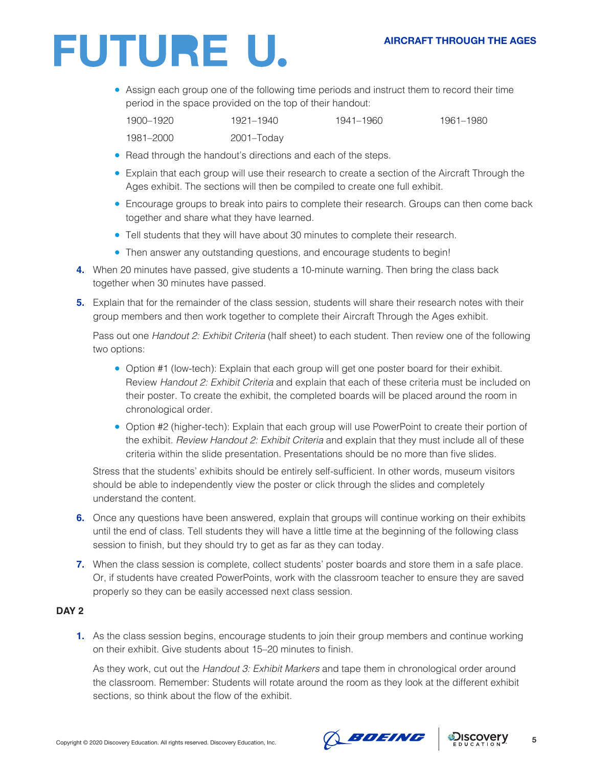- Assign each group one of the following time periods and instruct them to record their time period in the space provided on the top of their handout:

  1900–1920 &nbsp;&nbsp; 1921–1940 &nbsp;&nbsp; 1941–1960 &nbsp;&nbsp; 1961–1980

  1981–2000 &nbsp;&nbsp; 2001–Today

- Read through the handout's directions and each of the steps.
- Explain that each group will use their research to create a section of the Aircraft Through the Ages exhibit. The sections will then be compiled to create one full exhibit.
- Encourage groups to break into pairs to complete their research. Groups can then come back together and share what they have learned.
- Tell students that they will have about 30 minutes to complete their research.
- Then answer any outstanding questions, and encourage students to begin!

4. When 20 minutes have passed, give students a 10-minute warning. Then bring the class back together when 30 minutes have passed.

5. Explain that for the remainder of the class session, students will share their research notes with their group members and then work together to complete their Aircraft Through the Ages exhibit.

   Pass out one *Handout 2: Exhibit Criteria* (half sheet) to each student. Then review one of the following two options:

   - Option #1 (low-tech): Explain that each group will get one poster board for their exhibit. Review *Handout 2: Exhibit Criteria* and explain that each of these criteria must be included on their poster. To create the exhibit, the completed boards will be placed around the room in chronological order.
   - Option #2 (higher-tech): Explain that each group will use PowerPoint to create their portion of the exhibit. *Review Handout 2: Exhibit Criteria* and explain that they must include all of these criteria within the slide presentation. Presentations should be no more than five slides.

   Stress that the students' exhibits should be entirely self-sufficient. In other words, museum visitors should be able to independently view the poster or click through the slides and completely understand the content.

6. Once any questions have been answered, explain that groups will continue working on their exhibits until the end of class. Tell students they will have a little time at the beginning of the following class session to finish, but they should try to get as far as they can today.

7. When the class session is complete, collect students' poster boards and store them in a safe place. Or, if students have created PowerPoints, work with the classroom teacher to ensure they are saved properly so they can be easily accessed next class session.

**DAY 2**

1. As the class session begins, encourage students to join their group members and continue working on their exhibit. Give students about 15–20 minutes to finish.

   As they work, cut out the *Handout 3: Exhibit Markers* and tape them in chronological order around the classroom. Remember: Students will rotate around the room as they look at the different exhibit sections, so think about the flow of the exhibit.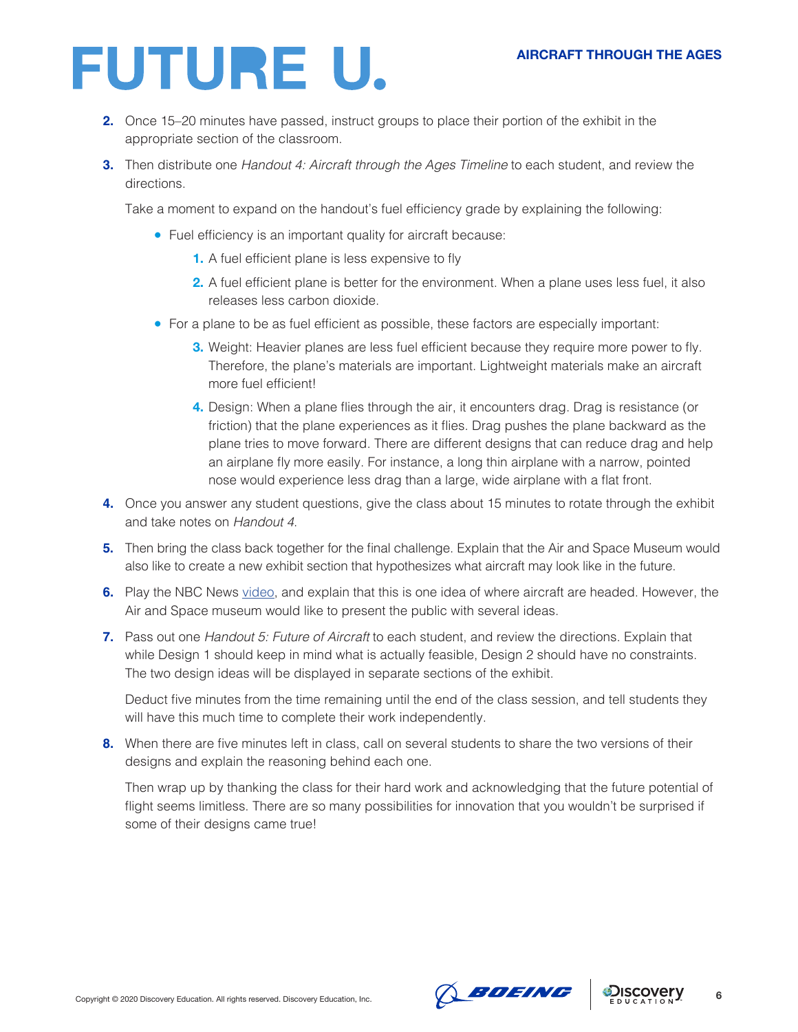2. Once 15–20 minutes have passed, instruct groups to place their portion of the exhibit in the appropriate section of the classroom.

3. Then distribute one *Handout 4: Aircraft through the Ages Timeline* to each student, and review the directions.

   Take a moment to expand on the handout's fuel efficiency grade by explaining the following:

   - Fuel efficiency is an important quality for aircraft because:
     1. A fuel efficient plane is less expensive to fly
     2. A fuel efficient plane is better for the environment. When a plane uses less fuel, it also releases less carbon dioxide.
   - For a plane to be as fuel efficient as possible, these factors are especially important:
     3. Weight: Heavier planes are less fuel efficient because they require more power to fly. Therefore, the plane's materials are important. Lightweight materials make an aircraft more fuel efficient!
     4. Design: When a plane flies through the air, it encounters drag. Drag is resistance (or friction) that the plane experiences as it flies. Drag pushes the plane backward as the plane tries to move forward. There are different designs that can reduce drag and help an airplane fly more easily. For instance, a long thin airplane with a narrow, pointed nose would experience less drag than a large, wide airplane with a flat front.

4. Once you answer any student questions, give the class about 15 minutes to rotate through the exhibit and take notes on *Handout 4.*

5. Then bring the class back together for the final challenge. Explain that the Air and Space Museum would also like to create a new exhibit section that hypothesizes what aircraft may look like in the future.

6. Play the NBC News video, and explain that this is one idea of where aircraft are headed. However, the Air and Space museum would like to present the public with several ideas.

7. Pass out one *Handout 5: Future of Aircraft* to each student, and review the directions. Explain that while Design 1 should keep in mind what is actually feasible, Design 2 should have no constraints. The two design ideas will be displayed in separate sections of the exhibit.

   Deduct five minutes from the time remaining until the end of the class session, and tell students they will have this much time to complete their work independently.

8. When there are five minutes left in class, call on several students to share the two versions of their designs and explain the reasoning behind each one.

   Then wrap up by thanking the class for their hard work and acknowledging that the future potential of flight seems limitless. There are so many possibilities for innovation that you wouldn't be surprised if some of their designs came true!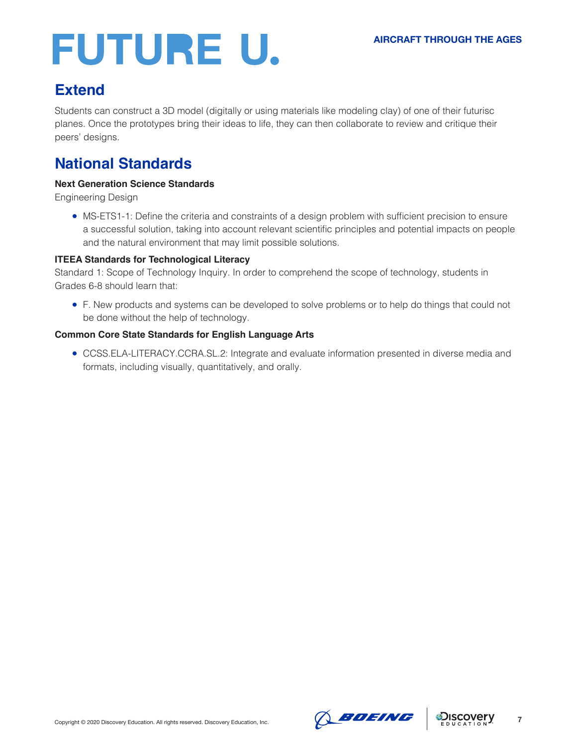## Extend

Students can construct a 3D model (digitally or using materials like modeling clay) of one of their futurisc planes. Once the prototypes bring their ideas to life, they can then collaborate to review and critique their peers' designs.

## National Standards

**Next Generation Science Standards**

Engineering Design

- MS-ETS1-1: Define the criteria and constraints of a design problem with sufficient precision to ensure a successful solution, taking into account relevant scientific principles and potential impacts on people and the natural environment that may limit possible solutions.

**ITEEA Standards for Technological Literacy**

Standard 1: Scope of Technology Inquiry. In order to comprehend the scope of technology, students in Grades 6-8 should learn that:

- F. New products and systems can be developed to solve problems or to help do things that could not be done without the help of technology.

**Common Core State Standards for English Language Arts**

- CCSS.ELA-LITERACY.CCRA.SL.2: Integrate and evaluate information presented in diverse media and formats, including visually, quantitatively, and orally.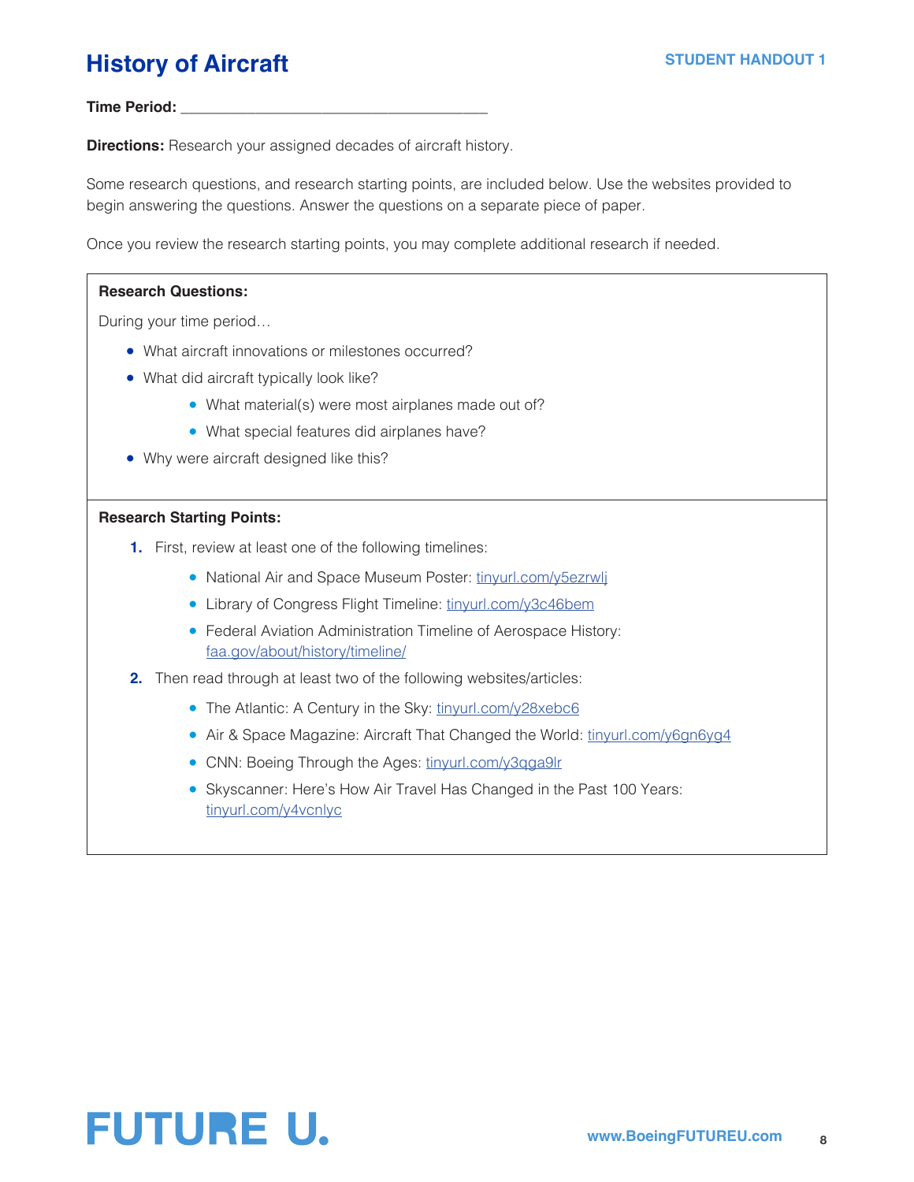# History of Aircraft

**STUDENT HANDOUT 1**

**Time Period:** ____________________________________

**Directions:** Research your assigned decades of aircraft history.

Some research questions, and research starting points, are included below. Use the websites provided to begin answering the questions. Answer the questions on a separate piece of paper.

Once you review the research starting points, you may complete additional research if needed.

**Research Questions:**

During your time period…

- What aircraft innovations or milestones occurred?
- What did aircraft typically look like?
  - What material(s) were most airplanes made out of?
  - What special features did airplanes have?
- Why were aircraft designed like this?

**Research Starting Points:**

1. First, review at least one of the following timelines:
   - National Air and Space Museum Poster: tinyurl.com/y5ezrwlj
   - Library of Congress Flight Timeline: tinyurl.com/y3c46bem
   - Federal Aviation Administration Timeline of Aerospace History: faa.gov/about/history/timeline/
2. Then read through at least two of the following websites/articles:
   - The Atlantic: A Century in the Sky: tinyurl.com/y28xebc6
   - Air & Space Magazine: Aircraft That Changed the World: tinyurl.com/y6gn6yg4
   - CNN: Boeing Through the Ages: tinyurl.com/y3qga9lr
   - Skyscanner: Here's How Air Travel Has Changed in the Past 100 Years: tinyurl.com/y4vcnlyc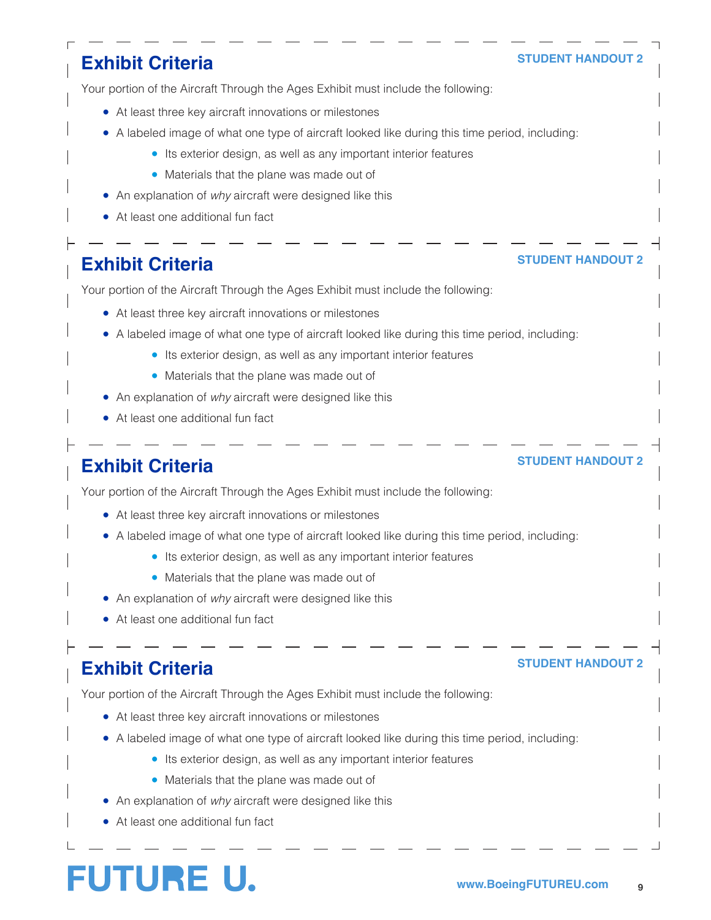## Exhibit Criteria

**STUDENT HANDOUT 2**

Your portion of the Aircraft Through the Ages Exhibit must include the following:

- At least three key aircraft innovations or milestones
- A labeled image of what one type of aircraft looked like during this time period, including:
  - Its exterior design, as well as any important interior features
  - Materials that the plane was made out of
- An explanation of *why* aircraft were designed like this
- At least one additional fun fact

## Exhibit Criteria

**STUDENT HANDOUT 2**

Your portion of the Aircraft Through the Ages Exhibit must include the following:

- At least three key aircraft innovations or milestones
- A labeled image of what one type of aircraft looked like during this time period, including:
  - Its exterior design, as well as any important interior features
  - Materials that the plane was made out of
- An explanation of *why* aircraft were designed like this
- At least one additional fun fact

## Exhibit Criteria

**STUDENT HANDOUT 2**

Your portion of the Aircraft Through the Ages Exhibit must include the following:

- At least three key aircraft innovations or milestones
- A labeled image of what one type of aircraft looked like during this time period, including:
  - Its exterior design, as well as any important interior features
  - Materials that the plane was made out of
- An explanation of *why* aircraft were designed like this
- At least one additional fun fact

## Exhibit Criteria

**STUDENT HANDOUT 2**

Your portion of the Aircraft Through the Ages Exhibit must include the following:

- At least three key aircraft innovations or milestones
- A labeled image of what one type of aircraft looked like during this time period, including:
  - Its exterior design, as well as any important interior features
  - Materials that the plane was made out of
- An explanation of *why* aircraft were designed like this
- At least one additional fun fact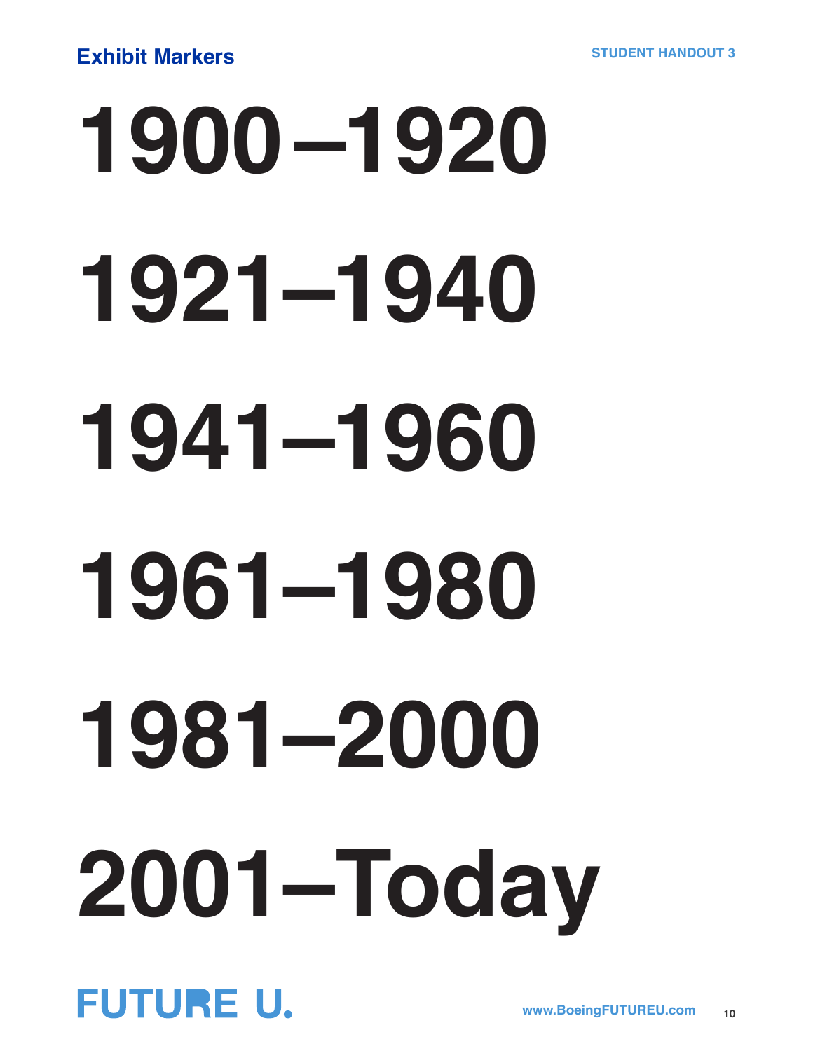## Exhibit Markers

# 1900–1920

# 1921–1940

# 1941–1960

# 1961–1980

# 1981–2000

# 2001–Today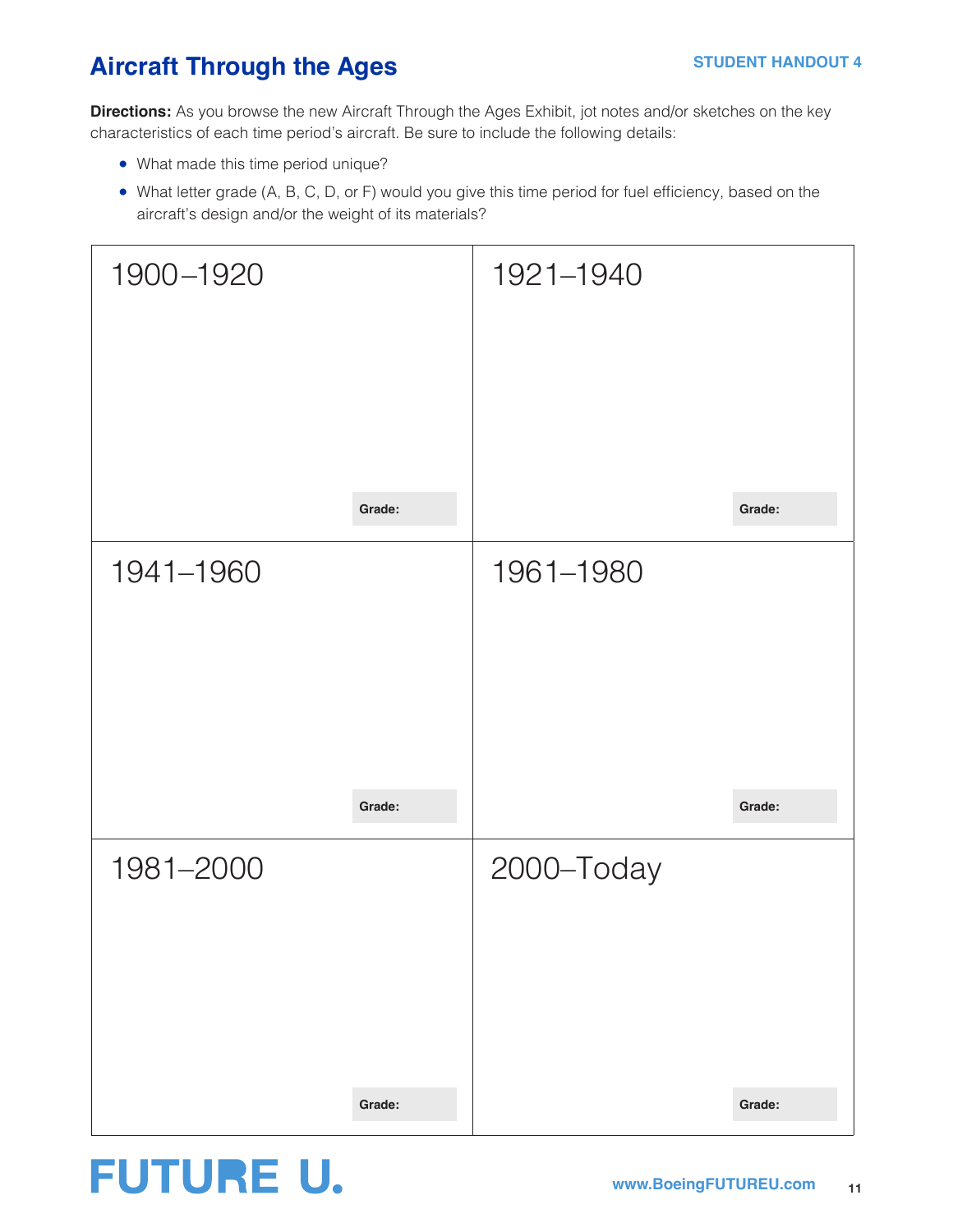## Aircraft Through the Ages

STUDENT HANDOUT 4

**Directions:** As you browse the new Aircraft Through the Ages Exhibit, jot notes and/or sketches on the key characteristics of each time period's aircraft. Be sure to include the following details:

- What made this time period unique?
- What letter grade (A, B, C, D, or F) would you give this time period for fuel efficiency, based on the aircraft's design and/or the weight of its materials?

| | |
|---|---|
| 1900–1920<br><br><br><br>**Grade:** | 1921–1940<br><br><br><br>**Grade:** |
| 1941–1960<br><br><br><br>**Grade:** | 1961–1980<br><br><br><br>**Grade:** |
| 1981–2000<br><br><br><br>**Grade:** | 2000–Today<br><br><br><br>**Grade:** |

FUTURE U.

www.BoeingFUTUREU.com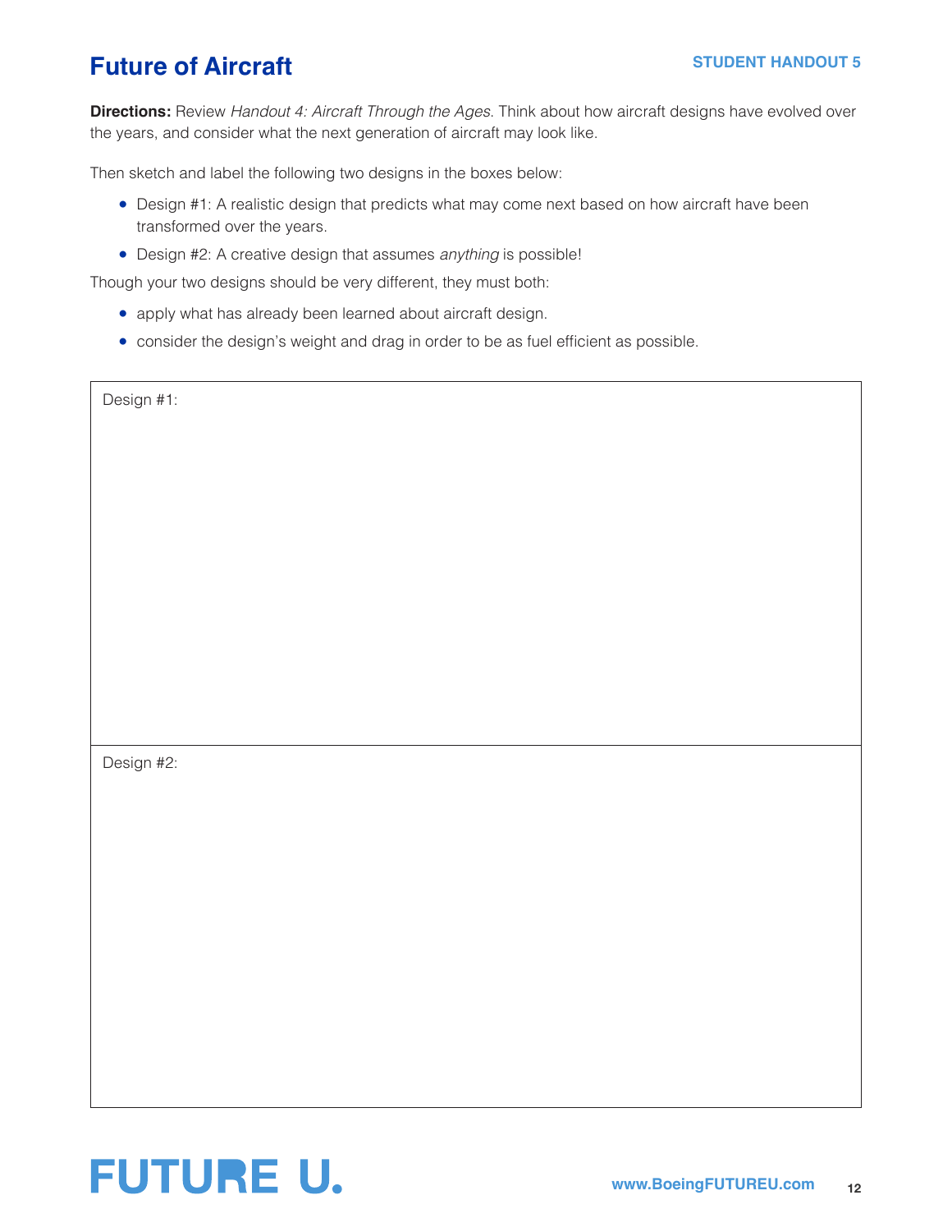# Future of Aircraft

STUDENT HANDOUT 5

**Directions:** Review *Handout 4: Aircraft Through the Ages.* Think about how aircraft designs have evolved over the years, and consider what the next generation of aircraft may look like.

Then sketch and label the following two designs in the boxes below:

- Design #1: A realistic design that predicts what may come next based on how aircraft have been transformed over the years.
- Design #2: A creative design that assumes *anything* is possible!

Though your two designs should be very different, they must both:

- apply what has already been learned about aircraft design.
- consider the design's weight and drag in order to be as fuel efficient as possible.

Design #1:

Design #2:

FUTURE U.

www.BoeingFUTUREU.com